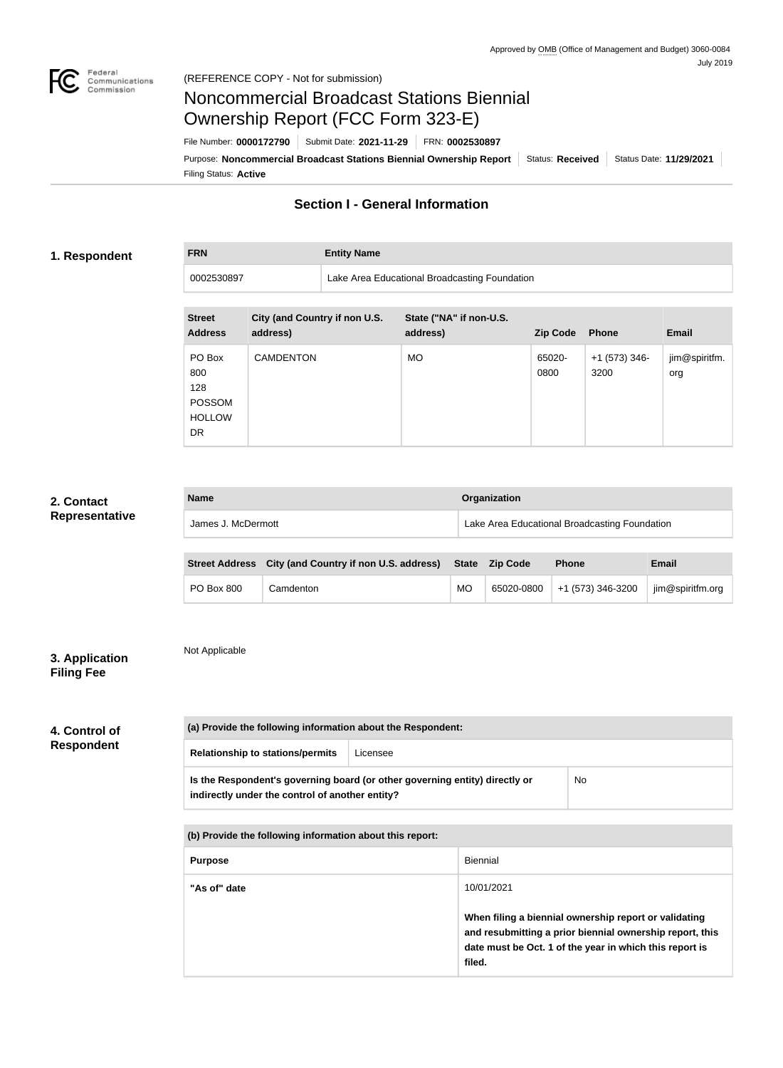Approved by OMB (Office of Management and Budget) 3060-0084
July 2019

(REFERENCE COPY - Not for submission)

# Noncommercial Broadcast Stations Biennial Ownership Report (FCC Form 323-E)

File Number: **0000172790** | Submit Date: **2021-11-29** | FRN: **0002530897**

Purpose: **Noncommercial Broadcast Stations Biennial Ownership Report** | Status: **Received** | Status Date: **11/29/2021**

Filing Status: **Active**

## Section I - General Information

### 1. Respondent

| FRN | Entity Name |
|---|---|
| 0002530897 | Lake Area Educational Broadcasting Foundation |

| Street Address | City (and Country if non U.S. address) | State ("NA" if non-U.S. address) | Zip Code | Phone | Email |
|---|---|---|---|---|---|
| PO Box 800 128 POSSOM HOLLOW DR | CAMDENTON | MO | 65020-0800 | +1 (573) 346-3200 | jim@spiritfm.org |

### 2. Contact Representative

| Name | Organization |
|---|---|
| James J. McDermott | Lake Area Educational Broadcasting Foundation |

| Street Address | City (and Country if non U.S. address) | State | Zip Code | Phone | Email |
|---|---|---|---|---|---|
| PO Box 800 | Camdenton | MO | 65020-0800 | +1 (573) 346-3200 | jim@spiritfm.org |

### 3. Application Filing Fee

Not Applicable

### 4. Control of Respondent

**(a) Provide the following information about the Respondent:**

| | |
|---|---|
| **Relationship to stations/permits** | Licensee |
| **Is the Respondent's governing board (or other governing entity) directly or indirectly under the control of another entity?** | No |

**(b) Provide the following information about this report:**

| | |
|---|---|
| **Purpose** | Biennial |
| **"As of" date** | 10/01/2021<br><br>**When filing a biennial ownership report or validating and resubmitting a prior biennial ownership report, this date must be Oct. 1 of the year in which this report is filed.** |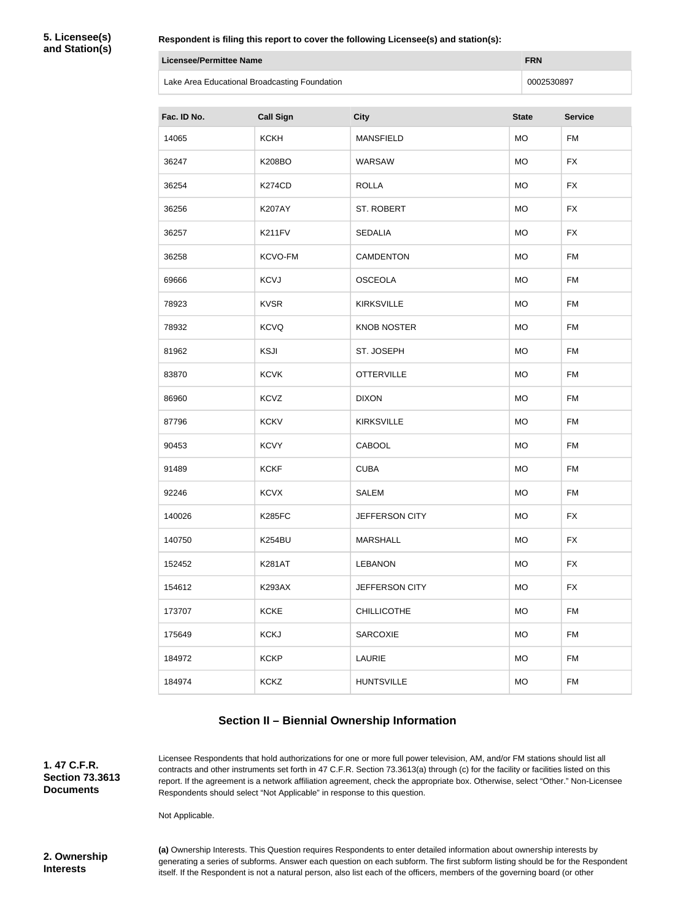**5. Licensee(s) and Station(s)**

**Respondent is filing this report to cover the following Licensee(s) and station(s):**

| Licensee/Permittee Name | FRN |
| --- | --- |
| Lake Area Educational Broadcasting Foundation | 0002530897 |

| Fac. ID No. | Call Sign | City | State | Service |
| --- | --- | --- | --- | --- |
| 14065 | KCKH | MANSFIELD | MO | FM |
| 36247 | K208BO | WARSAW | MO | FX |
| 36254 | K274CD | ROLLA | MO | FX |
| 36256 | K207AY | ST. ROBERT | MO | FX |
| 36257 | K211FV | SEDALIA | MO | FX |
| 36258 | KCVO-FM | CAMDENTON | MO | FM |
| 69666 | KCVJ | OSCEOLA | MO | FM |
| 78923 | KVSR | KIRKSVILLE | MO | FM |
| 78932 | KCVQ | KNOB NOSTER | MO | FM |
| 81962 | KSJI | ST. JOSEPH | MO | FM |
| 83870 | KCVK | OTTERVILLE | MO | FM |
| 86960 | KCVZ | DIXON | MO | FM |
| 87796 | KCKV | KIRKSVILLE | MO | FM |
| 90453 | KCVY | CABOOL | MO | FM |
| 91489 | KCKF | CUBA | MO | FM |
| 92246 | KCVX | SALEM | MO | FM |
| 140026 | K285FC | JEFFERSON CITY | MO | FX |
| 140750 | K254BU | MARSHALL | MO | FX |
| 152452 | K281AT | LEBANON | MO | FX |
| 154612 | K293AX | JEFFERSON CITY | MO | FX |
| 173707 | KCKE | CHILLICOTHE | MO | FM |
| 175649 | KCKJ | SARCOXIE | MO | FM |
| 184972 | KCKP | LAURIE | MO | FM |
| 184974 | KCKZ | HUNTSVILLE | MO | FM |

## Section II – Biennial Ownership Information

**1. 47 C.F.R. Section 73.3613 Documents**

Licensee Respondents that hold authorizations for one or more full power television, AM, and/or FM stations should list all contracts and other instruments set forth in 47 C.F.R. Section 73.3613(a) through (c) for the facility or facilities listed on this report. If the agreement is a network affiliation agreement, check the appropriate box. Otherwise, select "Other." Non-Licensee Respondents should select "Not Applicable" in response to this question.

Not Applicable.

**2. Ownership Interests**

**(a)** Ownership Interests. This Question requires Respondents to enter detailed information about ownership interests by generating a series of subforms. Answer each question on each subform. The first subform listing should be for the Respondent itself. If the Respondent is not a natural person, also list each of the officers, members of the governing board (or other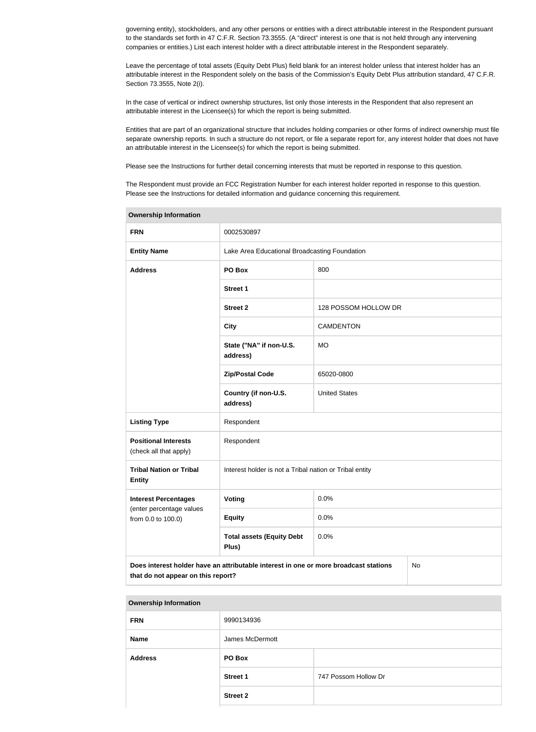governing entity), stockholders, and any other persons or entities with a direct attributable interest in the Respondent pursuant to the standards set forth in 47 C.F.R. Section 73.3555. (A "direct" interest is one that is not held through any intervening companies or entities.) List each interest holder with a direct attributable interest in the Respondent separately.

Leave the percentage of total assets (Equity Debt Plus) field blank for an interest holder unless that interest holder has an attributable interest in the Respondent solely on the basis of the Commission's Equity Debt Plus attribution standard, 47 C.F.R. Section 73.3555, Note 2(i).

In the case of vertical or indirect ownership structures, list only those interests in the Respondent that also represent an attributable interest in the Licensee(s) for which the report is being submitted.

Entities that are part of an organizational structure that includes holding companies or other forms of indirect ownership must file separate ownership reports. In such a structure do not report, or file a separate report for, any interest holder that does not have an attributable interest in the Licensee(s) for which the report is being submitted.

Please see the Instructions for further detail concerning interests that must be reported in response to this question.

The Respondent must provide an FCC Registration Number for each interest holder reported in response to this question. Please see the Instructions for detailed information and guidance concerning this requirement.

| Ownership Information | | |
|---|---|---|
| **FRN** | 0002530897 | |
| **Entity Name** | Lake Area Educational Broadcasting Foundation | |
| **Address** | **PO Box** | 800 |
| | **Street 1** | |
| | **Street 2** | 128 POSSOM HOLLOW DR |
| | **City** | CAMDENTON |
| | **State ("NA" if non-U.S. address)** | MO |
| | **Zip/Postal Code** | 65020-0800 |
| | **Country (if non-U.S. address)** | United States |
| **Listing Type** | Respondent | |
| **Positional Interests** (check all that apply) | Respondent | |
| **Tribal Nation or Tribal Entity** | Interest holder is not a Tribal nation or Tribal entity | |
| **Interest Percentages** (enter percentage values from 0.0 to 100.0) | **Voting** | 0.0% |
| | **Equity** | 0.0% |
| | **Total assets (Equity Debt Plus)** | 0.0% |
| **Does interest holder have an attributable interest in one or more broadcast stations that do not appear on this report?** | | No |

| Ownership Information | | |
|---|---|---|
| **FRN** | 9990134936 | |
| **Name** | James McDermott | |
| **Address** | **PO Box** | |
| | **Street 1** | 747 Possom Hollow Dr |
| | **Street 2** | |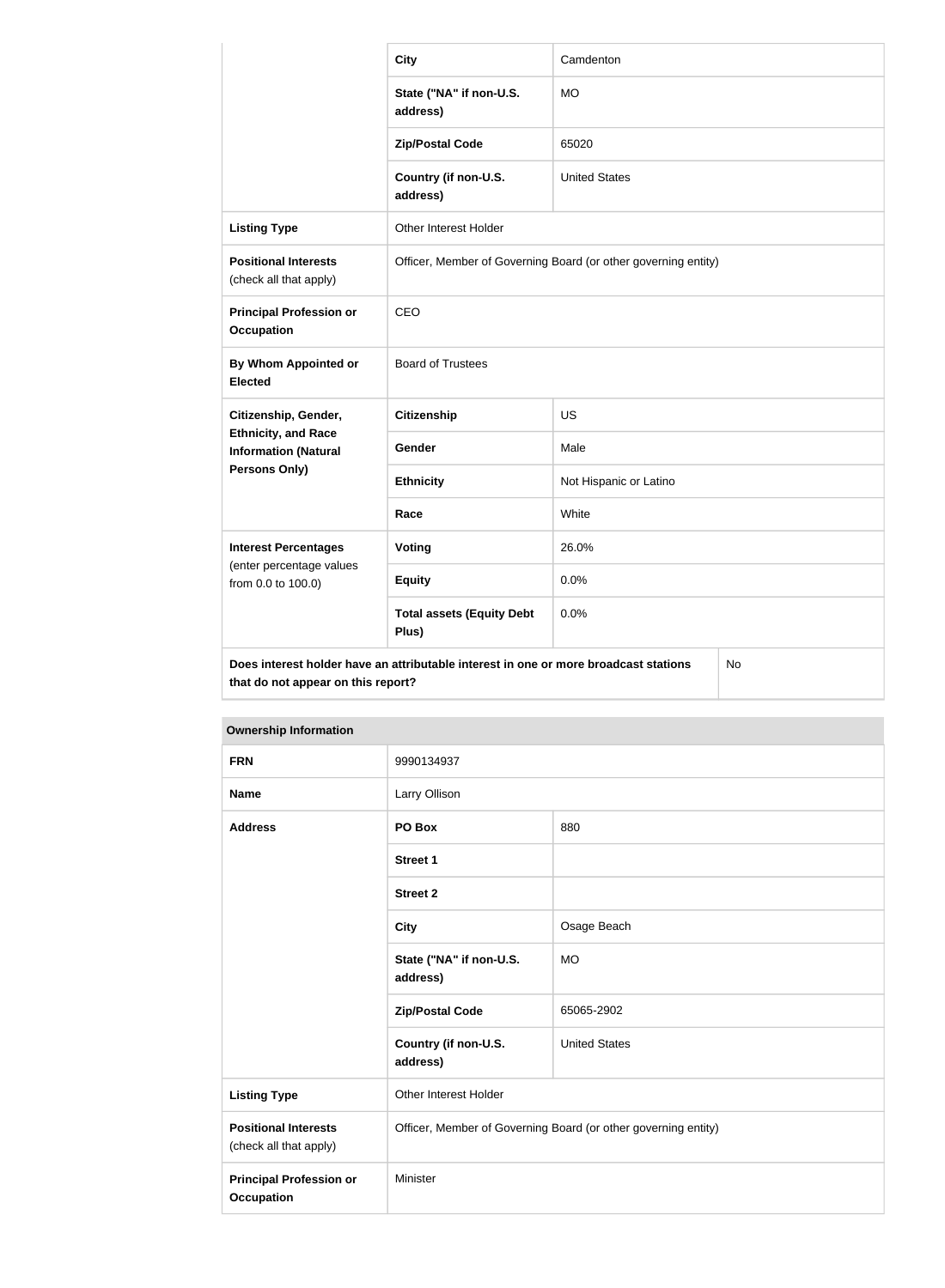| | | |
|---|---|---|
| | **City** | Camdenton |
| | **State ("NA" if non-U.S. address)** | MO |
| | **Zip/Postal Code** | 65020 |
| | **Country (if non-U.S. address)** | United States |
| **Listing Type** | Other Interest Holder | |
| **Positional Interests** (check all that apply) | Officer, Member of Governing Board (or other governing entity) | |
| **Principal Profession or Occupation** | CEO | |
| **By Whom Appointed or Elected** | Board of Trustees | |
| **Citizenship, Gender, Ethnicity, and Race Information (Natural Persons Only)** | **Citizenship** | US |
| | **Gender** | Male |
| | **Ethnicity** | Not Hispanic or Latino |
| | **Race** | White |
| **Interest Percentages** (enter percentage values from 0.0 to 100.0) | **Voting** | 26.0% |
| | **Equity** | 0.0% |
| | **Total assets (Equity Debt Plus)** | 0.0% |
| **Does interest holder have an attributable interest in one or more broadcast stations that do not appear on this report?** | | No |

| **Ownership Information** | | |
|---|---|---|
| **FRN** | 9990134937 | |
| **Name** | Larry Ollison | |
| **Address** | **PO Box** | 880 |
| | **Street 1** | |
| | **Street 2** | |
| | **City** | Osage Beach |
| | **State ("NA" if non-U.S. address)** | MO |
| | **Zip/Postal Code** | 65065-2902 |
| | **Country (if non-U.S. address)** | United States |
| **Listing Type** | Other Interest Holder | |
| **Positional Interests** (check all that apply) | Officer, Member of Governing Board (or other governing entity) | |
| **Principal Profession or Occupation** | Minister | |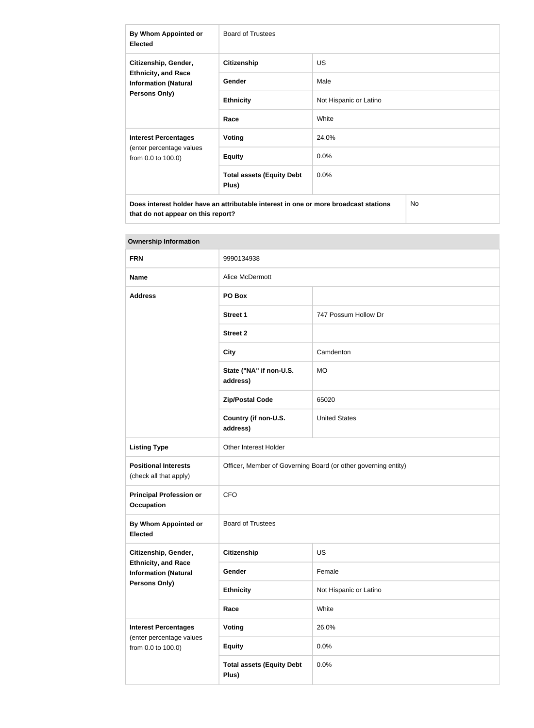| By Whom Appointed or Elected | Board of Trustees | |
|---|---|---|
| Citizenship, Gender, Ethnicity, and Race Information (Natural Persons Only) | Citizenship | US |
| | Gender | Male |
| | Ethnicity | Not Hispanic or Latino |
| | Race | White |
| Interest Percentages (enter percentage values from 0.0 to 100.0) | Voting | 24.0% |
| | Equity | 0.0% |
| | Total assets (Equity Debt Plus) | 0.0% |
| Does interest holder have an attributable interest in one or more broadcast stations that do not appear on this report? | | No |

| Ownership Information | | |
|---|---|---|
| FRN | 9990134938 | |
| Name | Alice McDermott | |
| Address | PO Box | |
| | Street 1 | 747 Possum Hollow Dr |
| | Street 2 | |
| | City | Camdenton |
| | State ("NA" if non-U.S. address) | MO |
| | Zip/Postal Code | 65020 |
| | Country (if non-U.S. address) | United States |
| Listing Type | Other Interest Holder | |
| Positional Interests (check all that apply) | Officer, Member of Governing Board (or other governing entity) | |
| Principal Profession or Occupation | CFO | |
| By Whom Appointed or Elected | Board of Trustees | |
| Citizenship, Gender, Ethnicity, and Race Information (Natural Persons Only) | Citizenship | US |
| | Gender | Female |
| | Ethnicity | Not Hispanic or Latino |
| | Race | White |
| Interest Percentages (enter percentage values from 0.0 to 100.0) | Voting | 26.0% |
| | Equity | 0.0% |
| | Total assets (Equity Debt Plus) | 0.0% |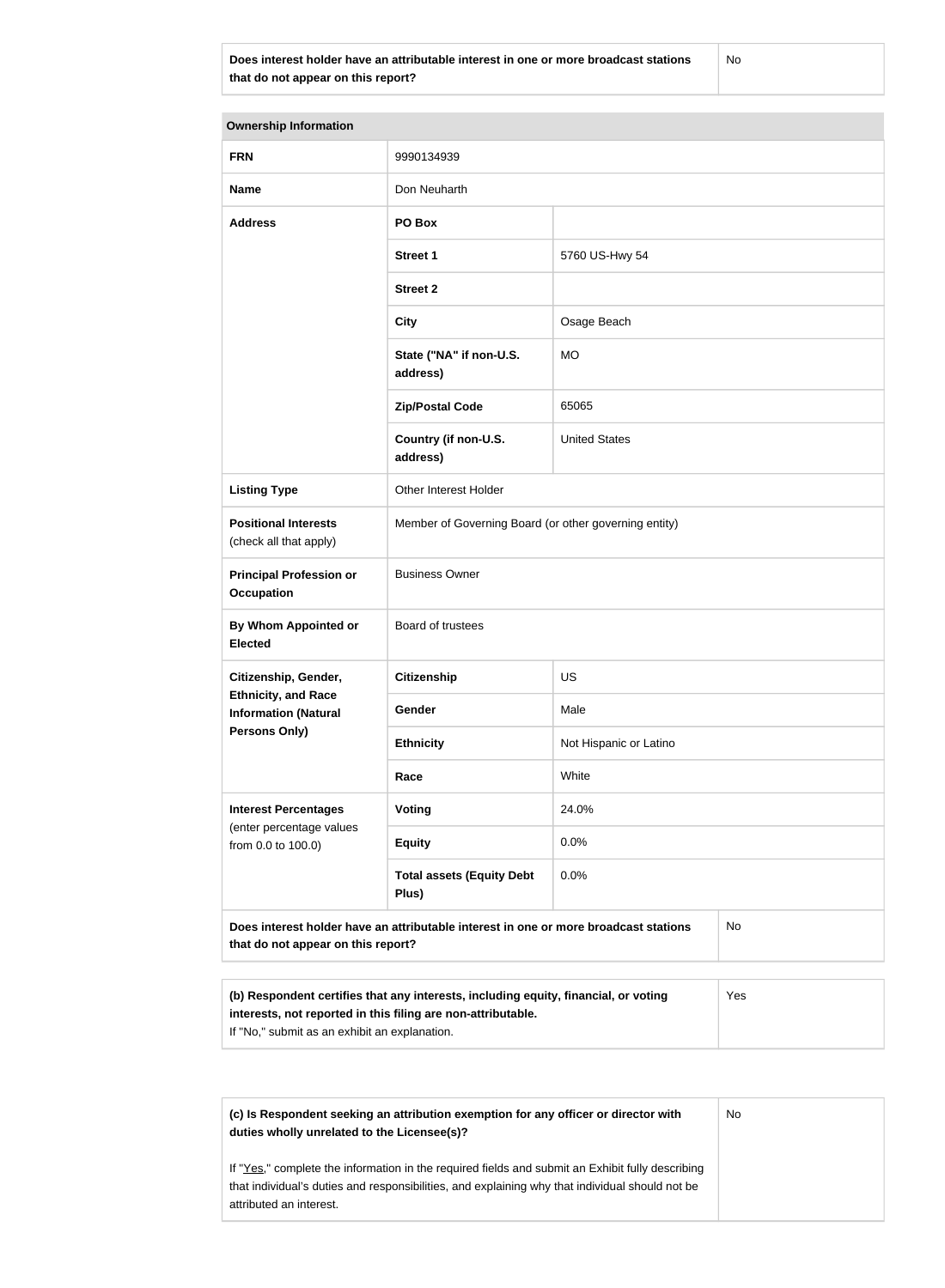| Does interest holder have an attributable interest in one or more broadcast stations that do not appear on this report? | No |
|---|---|

| Ownership Information | | |
|---|---|---|
| **FRN** | 9990134939 | |
| **Name** | Don Neuharth | |
| **Address** | **PO Box** | |
| | **Street 1** | 5760 US-Hwy 54 |
| | **Street 2** | |
| | **City** | Osage Beach |
| | **State ("NA" if non-U.S. address)** | MO |
| | **Zip/Postal Code** | 65065 |
| | **Country (if non-U.S. address)** | United States |
| **Listing Type** | Other Interest Holder | |
| **Positional Interests** (check all that apply) | Member of Governing Board (or other governing entity) | |
| **Principal Profession or Occupation** | Business Owner | |
| **By Whom Appointed or Elected** | Board of trustees | |
| **Citizenship, Gender, Ethnicity, and Race Information (Natural Persons Only)** | **Citizenship** | US |
| | **Gender** | Male |
| | **Ethnicity** | Not Hispanic or Latino |
| | **Race** | White |
| **Interest Percentages** (enter percentage values from 0.0 to 100.0) | **Voting** | 24.0% |
| | **Equity** | 0.0% |
| | **Total assets (Equity Debt Plus)** | 0.0% |
| **Does interest holder have an attributable interest in one or more broadcast stations that do not appear on this report?** | | No |

| (b) Respondent certifies that any interests, including equity, financial, or voting interests, not reported in this filing are non-attributable. If "No," submit as an exhibit an explanation. | Yes |
|---|---|

| (c) Is Respondent seeking an attribution exemption for any officer or director with duties wholly unrelated to the Licensee(s)? If "Yes," complete the information in the required fields and submit an Exhibit fully describing that individual's duties and responsibilities, and explaining why that individual should not be attributed an interest. | No |
|---|---|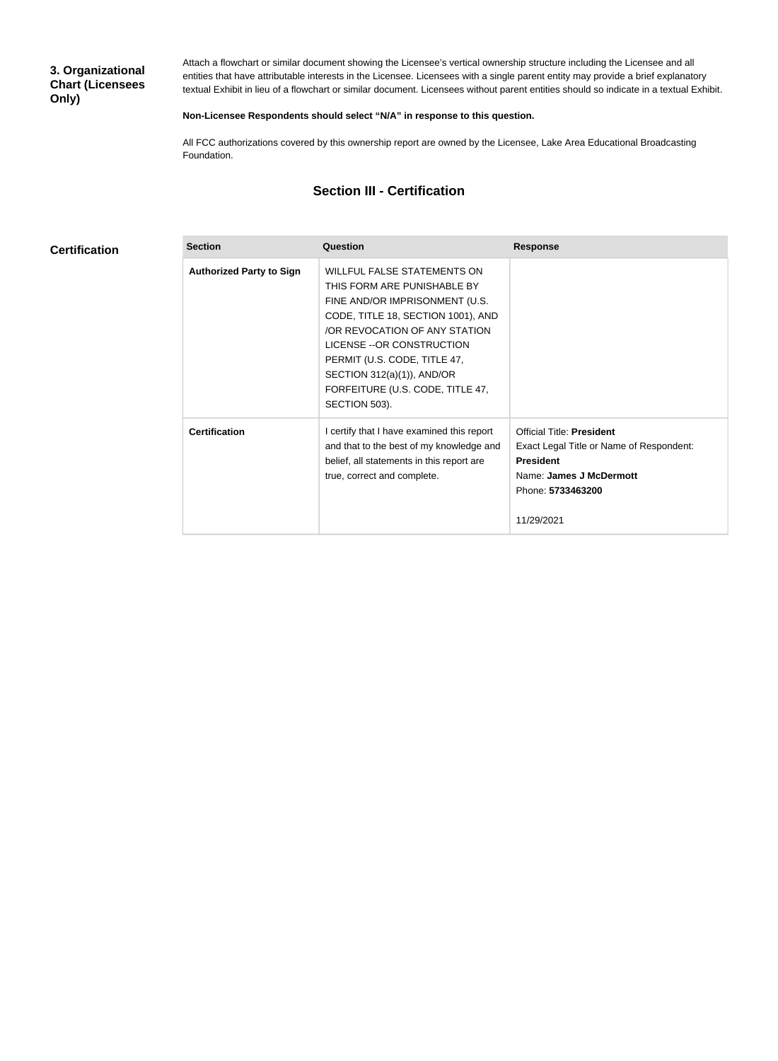**3. Organizational Chart (Licensees Only)**

Attach a flowchart or similar document showing the Licensee's vertical ownership structure including the Licensee and all entities that have attributable interests in the Licensee. Licensees with a single parent entity may provide a brief explanatory textual Exhibit in lieu of a flowchart or similar document. Licensees without parent entities should so indicate in a textual Exhibit.

**Non-Licensee Respondents should select "N/A" in response to this question.**

All FCC authorizations covered by this ownership report are owned by the Licensee, Lake Area Educational Broadcasting Foundation.

## Section III - Certification

**Certification**

| Section | Question | Response |
|---|---|---|
| **Authorized Party to Sign** | WILLFUL FALSE STATEMENTS ON THIS FORM ARE PUNISHABLE BY FINE AND/OR IMPRISONMENT (U.S. CODE, TITLE 18, SECTION 1001), AND /OR REVOCATION OF ANY STATION LICENSE --OR CONSTRUCTION PERMIT (U.S. CODE, TITLE 47, SECTION 312(a)(1)), AND/OR FORFEITURE (U.S. CODE, TITLE 47, SECTION 503). | |
| **Certification** | I certify that I have examined this report and that to the best of my knowledge and belief, all statements in this report are true, correct and complete. | Official Title: **President**<br>Exact Legal Title or Name of Respondent: **President**<br>Name: **James J McDermott**<br>Phone: **5733463200**<br><br>11/29/2021 |